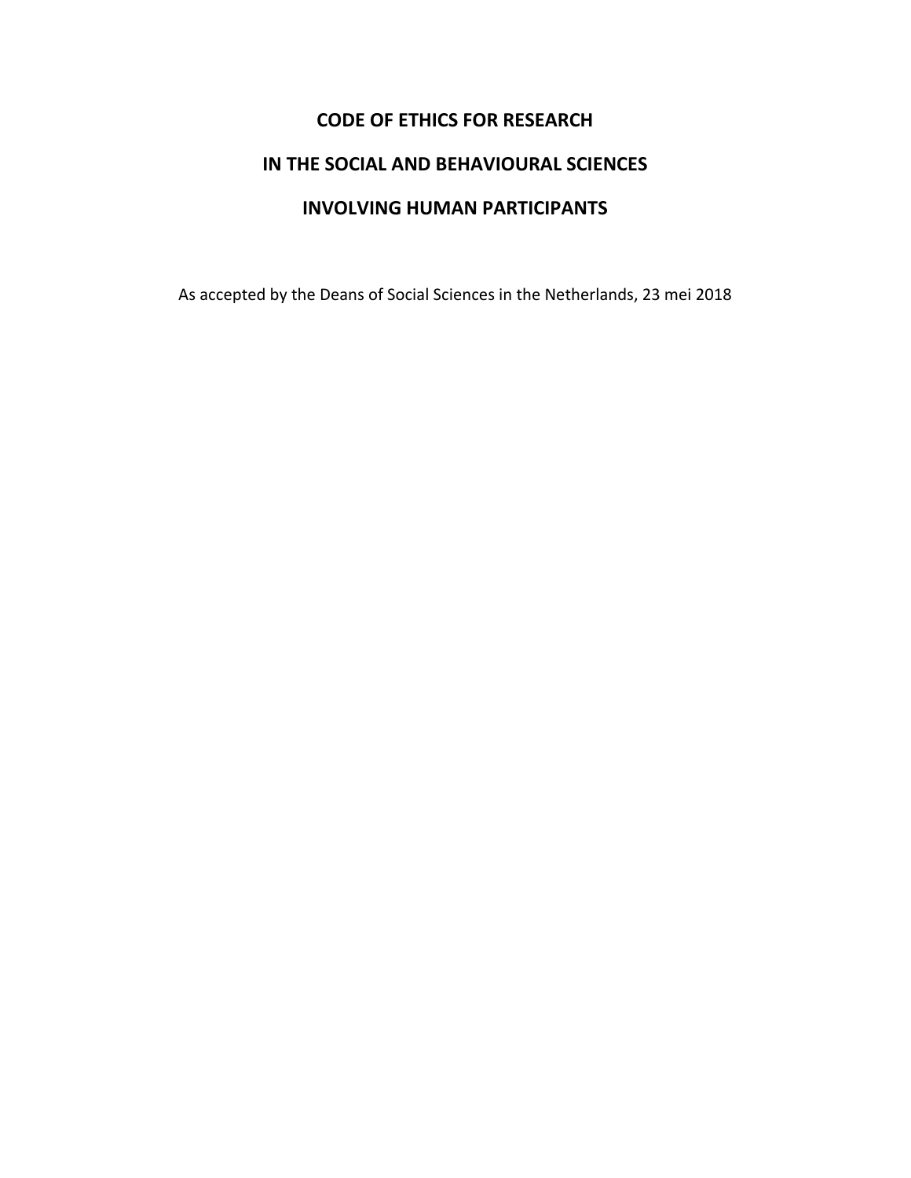# CODE OF ETHICS FOR RESEARCH

# IN THE SOCIAL AND BEHAVIOURAL SCIENCES

# INVOLVING HUMAN PARTICIPANTS

As accepted by the Deans of Social Sciences in the Netherlands, 23 mei 2018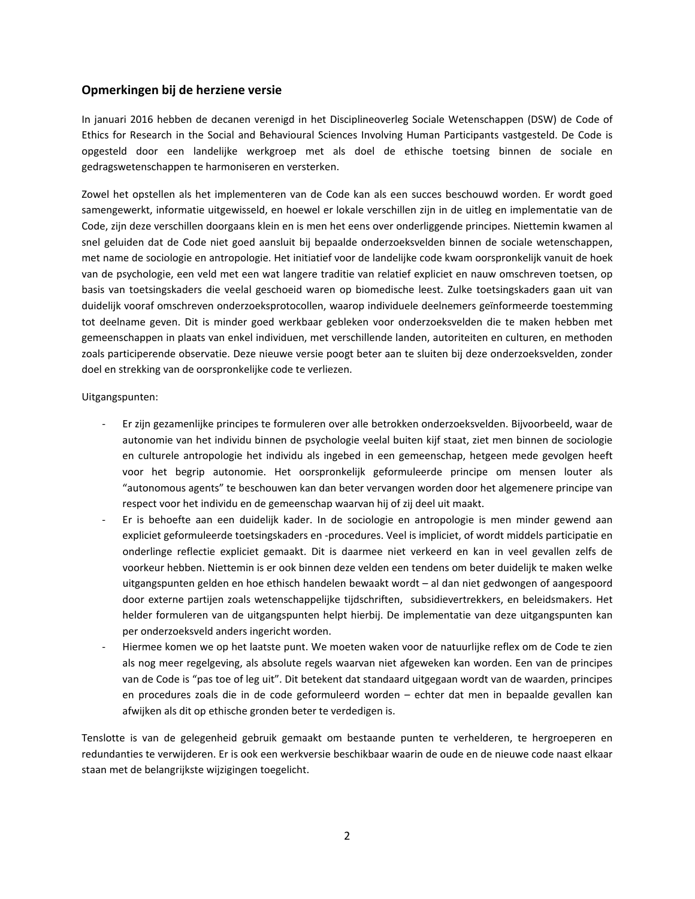## Opmerkingen bij de herziene versie

In januari 2016 hebben de decanen verenigd in het Disciplineoverleg Sociale Wetenschappen (DSW) de Code of Ethics for Research in the Social and Behavioural Sciences Involving Human Participants vastgesteld. De Code is opgesteld door een landelijke werkgroep met als doel de ethische toetsing binnen de sociale en gedragswetenschappen te harmoniseren en versterken.

Zowel het opstellen als het implementeren van de Code kan als een succes beschouwd worden. Er wordt goed samengewerkt, informatie uitgewisseld, en hoewel er lokale verschillen zijn in de uitleg en implementatie van de Code, zijn deze verschillen doorgaans klein en is men het eens over onderliggende principes. Niettemin kwamen al snel geluiden dat de Code niet goed aansluit bij bepaalde onderzoeksvelden binnen de sociale wetenschappen, met name de sociologie en antropologie. Het initiatief voor de landelijke code kwam oorspronkelijk vanuit de hoek van de psychologie, een veld met een wat langere traditie van relatief expliciet en nauw omschreven toetsen, op basis van toetsingskaders die veelal geschoeid waren op biomedische leest. Zulke toetsingskaders gaan uit van duidelijk vooraf omschreven onderzoeksprotocollen, waarop individuele deelnemers geïnformeerde toestemming tot deelname geven. Dit is minder goed werkbaar gebleken voor onderzoeksvelden die te maken hebben met gemeenschappen in plaats van enkel individuen, met verschillende landen, autoriteiten en culturen, en methoden zoals participerende observatie. Deze nieuwe versie poogt beter aan te sluiten bij deze onderzoeksvelden, zonder doel en strekking van de oorspronkelijke code te verliezen.

Uitgangspunten:

- Er zijn gezamenlijke principes te formuleren over alle betrokken onderzoeksvelden. Bijvoorbeeld, waar de autonomie van het individu binnen de psychologie veelal buiten kijf staat, ziet men binnen de sociologie en culturele antropologie het individu als ingebed in een gemeenschap, hetgeen mede gevolgen heeft voor het begrip autonomie. Het oorspronkelijk geformuleerde principe om mensen louter als "autonomous agents" te beschouwen kan dan beter vervangen worden door het algemenere principe van respect voor het individu en de gemeenschap waarvan hij of zij deel uit maakt.
- Er is behoefte aan een duidelijk kader. In de sociologie en antropologie is men minder gewend aan expliciet geformuleerde toetsingskaders en -procedures. Veel is impliciet, of wordt middels participatie en onderlinge reflectie expliciet gemaakt. Dit is daarmee niet verkeerd en kan in veel gevallen zelfs de voorkeur hebben. Niettemin is er ook binnen deze velden een tendens om beter duidelijk te maken welke uitgangspunten gelden en hoe ethisch handelen bewaakt wordt – al dan niet gedwongen of aangespoord door externe partijen zoals wetenschappelijke tijdschriften, subsidievertrekkers, en beleidsmakers. Het helder formuleren van de uitgangspunten helpt hierbij. De implementatie van deze uitgangspunten kan per onderzoeksveld anders ingericht worden.
- Hiermee komen we op het laatste punt. We moeten waken voor de natuurlijke reflex om de Code te zien als nog meer regelgeving, als absolute regels waarvan niet afgeweken kan worden. Een van de principes van de Code is "pas toe of leg uit". Dit betekent dat standaard uitgegaan wordt van de waarden, principes en procedures zoals die in de code geformuleerd worden – echter dat men in bepaalde gevallen kan afwijken als dit op ethische gronden beter te verdedigen is.

Tenslotte is van de gelegenheid gebruik gemaakt om bestaande punten te verhelderen, te hergroeperen en redundanties te verwijderen. Er is ook een werkversie beschikbaar waarin de oude en de nieuwe code naast elkaar staan met de belangrijkste wijzigingen toegelicht.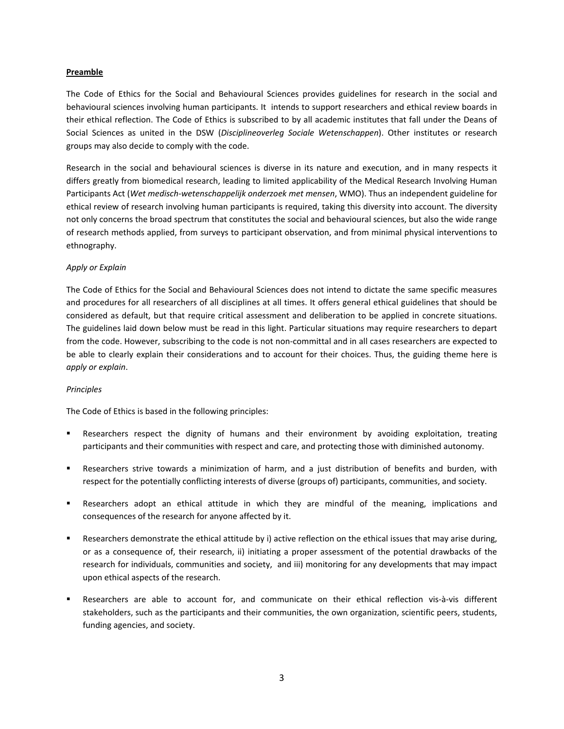**Preamble**

The Code of Ethics for the Social and Behavioural Sciences provides guidelines for research in the social and behavioural sciences involving human participants. It intends to support researchers and ethical review boards in their ethical reflection. The Code of Ethics is subscribed to by all academic institutes that fall under the Deans of Social Sciences as united in the DSW (*Disciplineoverleg Sociale Wetenschappen*). Other institutes or research groups may also decide to comply with the code.

Research in the social and behavioural sciences is diverse in its nature and execution, and in many respects it differs greatly from biomedical research, leading to limited applicability of the Medical Research Involving Human Participants Act (*Wet medisch-wetenschappelijk onderzoek met mensen*, WMO). Thus an independent guideline for ethical review of research involving human participants is required, taking this diversity into account. The diversity not only concerns the broad spectrum that constitutes the social and behavioural sciences, but also the wide range of research methods applied, from surveys to participant observation, and from minimal physical interventions to ethnography.

*Apply or Explain*

The Code of Ethics for the Social and Behavioural Sciences does not intend to dictate the same specific measures and procedures for all researchers of all disciplines at all times. It offers general ethical guidelines that should be considered as default, but that require critical assessment and deliberation to be applied in concrete situations. The guidelines laid down below must be read in this light. Particular situations may require researchers to depart from the code. However, subscribing to the code is not non-committal and in all cases researchers are expected to be able to clearly explain their considerations and to account for their choices. Thus, the guiding theme here is *apply or explain*.

*Principles*

The Code of Ethics is based in the following principles:

- Researchers respect the dignity of humans and their environment by avoiding exploitation, treating participants and their communities with respect and care, and protecting those with diminished autonomy.
- Researchers strive towards a minimization of harm, and a just distribution of benefits and burden, with respect for the potentially conflicting interests of diverse (groups of) participants, communities, and society.
- Researchers adopt an ethical attitude in which they are mindful of the meaning, implications and consequences of the research for anyone affected by it.
- Researchers demonstrate the ethical attitude by i) active reflection on the ethical issues that may arise during, or as a consequence of, their research, ii) initiating a proper assessment of the potential drawbacks of the research for individuals, communities and society, and iii) monitoring for any developments that may impact upon ethical aspects of the research.
- Researchers are able to account for, and communicate on their ethical reflection vis-à-vis different stakeholders, such as the participants and their communities, the own organization, scientific peers, students, funding agencies, and society.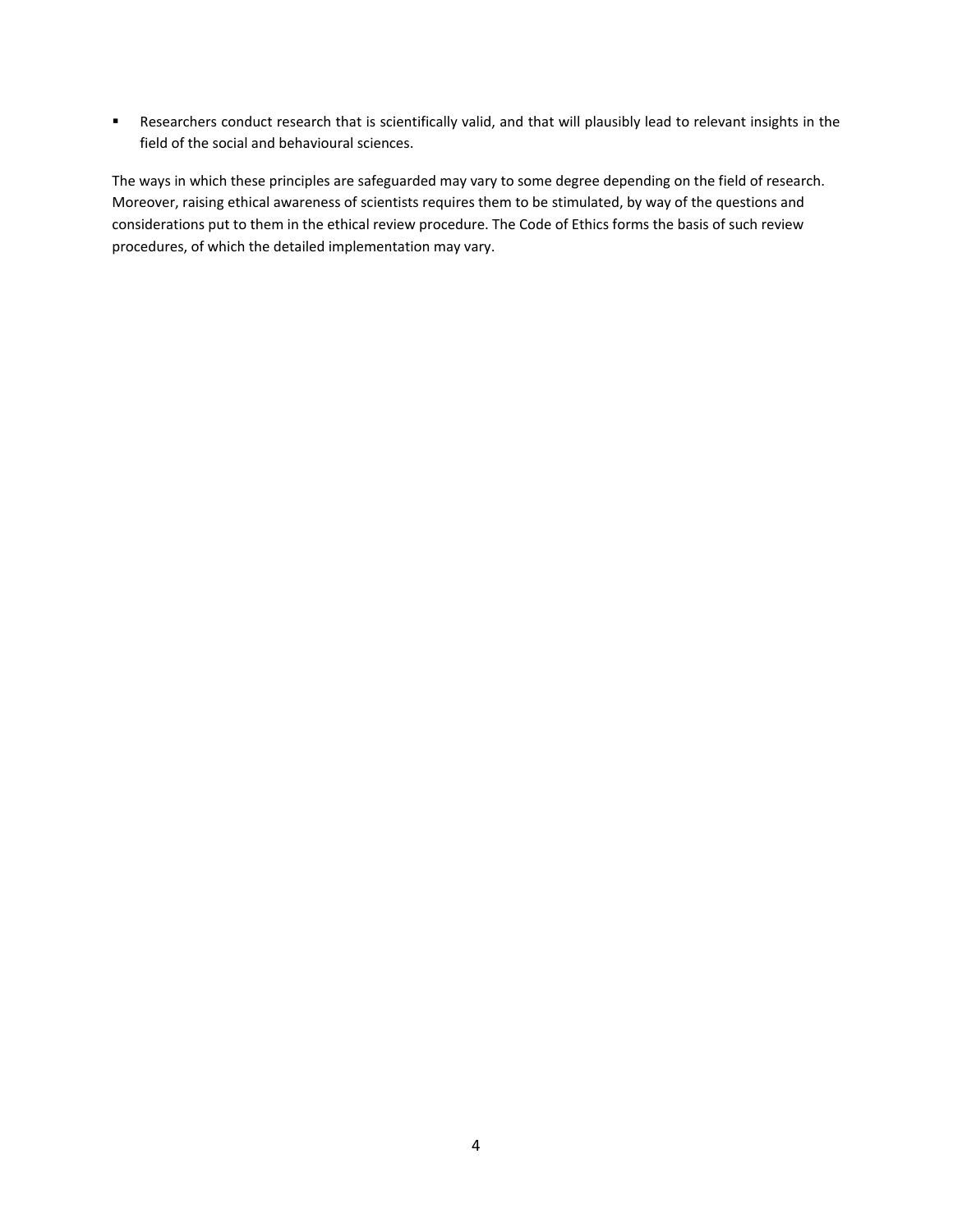- Researchers conduct research that is scientifically valid, and that will plausibly lead to relevant insights in the field of the social and behavioural sciences.

The ways in which these principles are safeguarded may vary to some degree depending on the field of research. Moreover, raising ethical awareness of scientists requires them to be stimulated, by way of the questions and considerations put to them in the ethical review procedure. The Code of Ethics forms the basis of such review procedures, of which the detailed implementation may vary.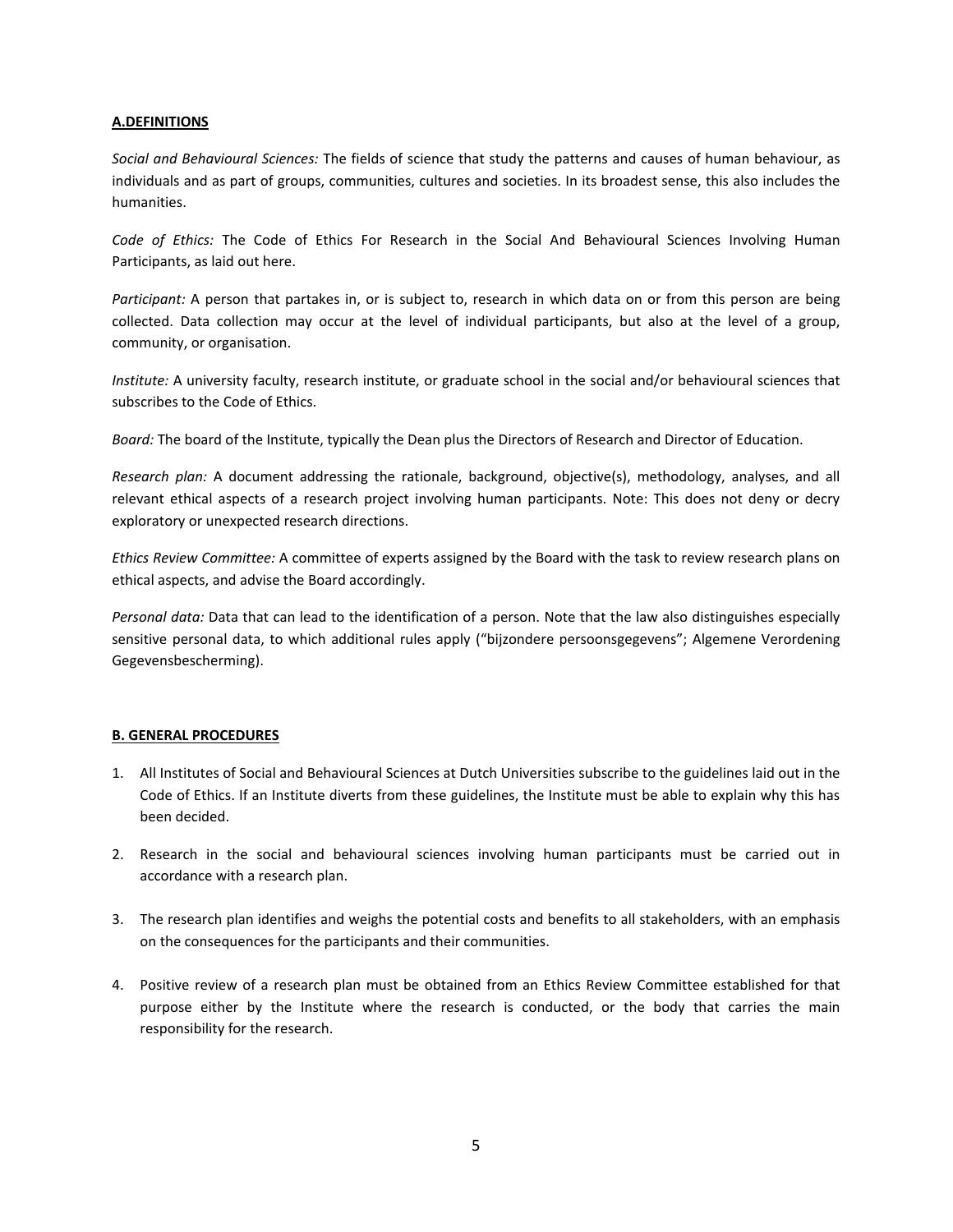## A.DEFINITIONS

*Social and Behavioural Sciences:* The fields of science that study the patterns and causes of human behaviour, as individuals and as part of groups, communities, cultures and societies. In its broadest sense, this also includes the humanities.

*Code of Ethics:* The Code of Ethics For Research in the Social And Behavioural Sciences Involving Human Participants, as laid out here.

*Participant:* A person that partakes in, or is subject to, research in which data on or from this person are being collected. Data collection may occur at the level of individual participants, but also at the level of a group, community, or organisation.

*Institute:* A university faculty, research institute, or graduate school in the social and/or behavioural sciences that subscribes to the Code of Ethics.

*Board:* The board of the Institute, typically the Dean plus the Directors of Research and Director of Education.

*Research plan:* A document addressing the rationale, background, objective(s), methodology, analyses, and all relevant ethical aspects of a research project involving human participants. Note: This does not deny or decry exploratory or unexpected research directions.

*Ethics Review Committee:* A committee of experts assigned by the Board with the task to review research plans on ethical aspects, and advise the Board accordingly.

*Personal data:* Data that can lead to the identification of a person. Note that the law also distinguishes especially sensitive personal data, to which additional rules apply ("bijzondere persoonsgegevens"; Algemene Verordening Gegevensbescherming).

## B. GENERAL PROCEDURES

1. All Institutes of Social and Behavioural Sciences at Dutch Universities subscribe to the guidelines laid out in the Code of Ethics. If an Institute diverts from these guidelines, the Institute must be able to explain why this has been decided.
2. Research in the social and behavioural sciences involving human participants must be carried out in accordance with a research plan.
3. The research plan identifies and weighs the potential costs and benefits to all stakeholders, with an emphasis on the consequences for the participants and their communities.
4. Positive review of a research plan must be obtained from an Ethics Review Committee established for that purpose either by the Institute where the research is conducted, or the body that carries the main responsibility for the research.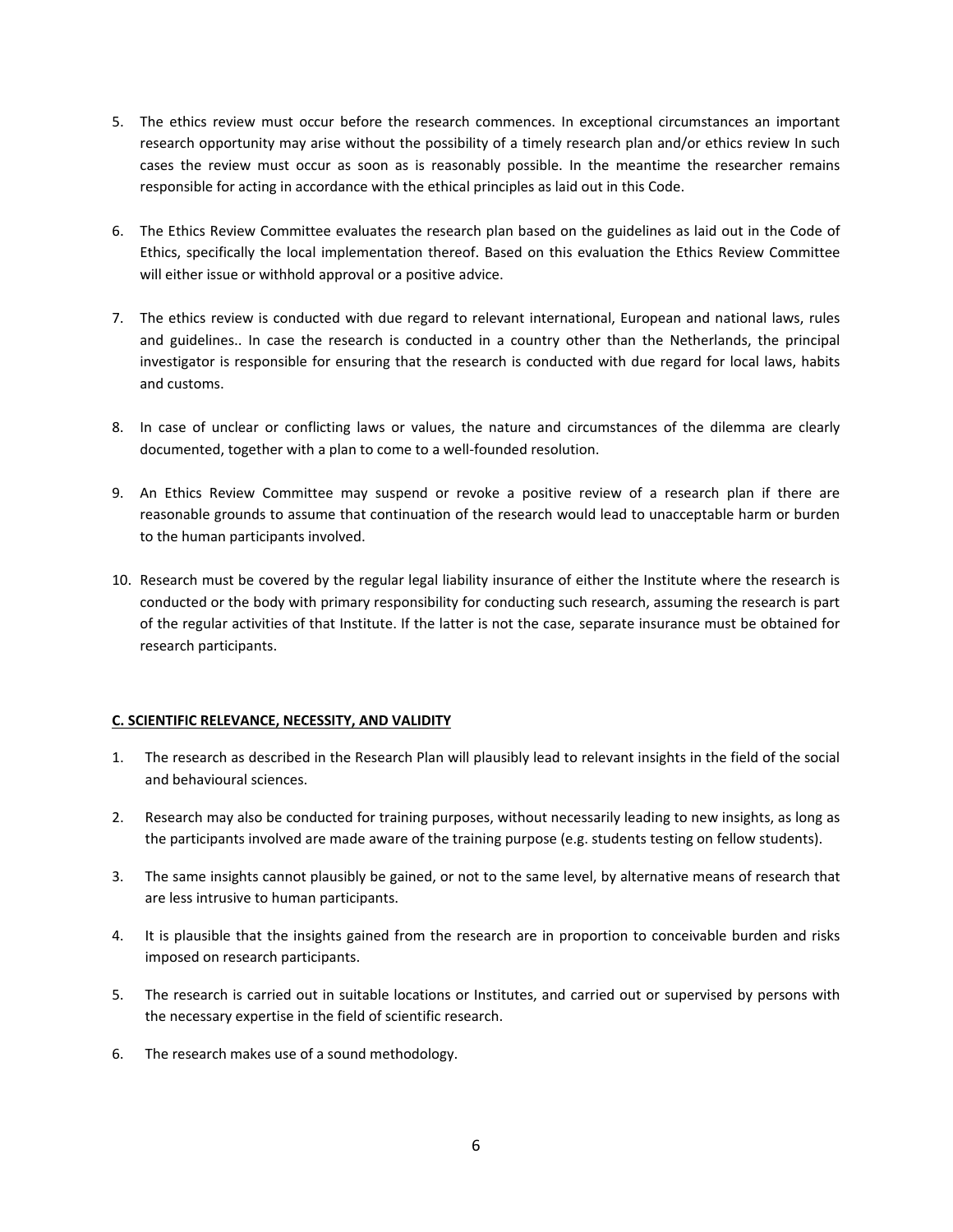5. The ethics review must occur before the research commences. In exceptional circumstances an important research opportunity may arise without the possibility of a timely research plan and/or ethics review In such cases the review must occur as soon as is reasonably possible. In the meantime the researcher remains responsible for acting in accordance with the ethical principles as laid out in this Code.

6. The Ethics Review Committee evaluates the research plan based on the guidelines as laid out in the Code of Ethics, specifically the local implementation thereof. Based on this evaluation the Ethics Review Committee will either issue or withhold approval or a positive advice.

7. The ethics review is conducted with due regard to relevant international, European and national laws, rules and guidelines.. In case the research is conducted in a country other than the Netherlands, the principal investigator is responsible for ensuring that the research is conducted with due regard for local laws, habits and customs.

8. In case of unclear or conflicting laws or values, the nature and circumstances of the dilemma are clearly documented, together with a plan to come to a well-founded resolution.

9. An Ethics Review Committee may suspend or revoke a positive review of a research plan if there are reasonable grounds to assume that continuation of the research would lead to unacceptable harm or burden to the human participants involved.

10. Research must be covered by the regular legal liability insurance of either the Institute where the research is conducted or the body with primary responsibility for conducting such research, assuming the research is part of the regular activities of that Institute. If the latter is not the case, separate insurance must be obtained for research participants.

## C. SCIENTIFIC RELEVANCE, NECESSITY, AND VALIDITY

1. The research as described in the Research Plan will plausibly lead to relevant insights in the field of the social and behavioural sciences.

2. Research may also be conducted for training purposes, without necessarily leading to new insights, as long as the participants involved are made aware of the training purpose (e.g. students testing on fellow students).

3. The same insights cannot plausibly be gained, or not to the same level, by alternative means of research that are less intrusive to human participants.

4. It is plausible that the insights gained from the research are in proportion to conceivable burden and risks imposed on research participants.

5. The research is carried out in suitable locations or Institutes, and carried out or supervised by persons with the necessary expertise in the field of scientific research.

6. The research makes use of a sound methodology.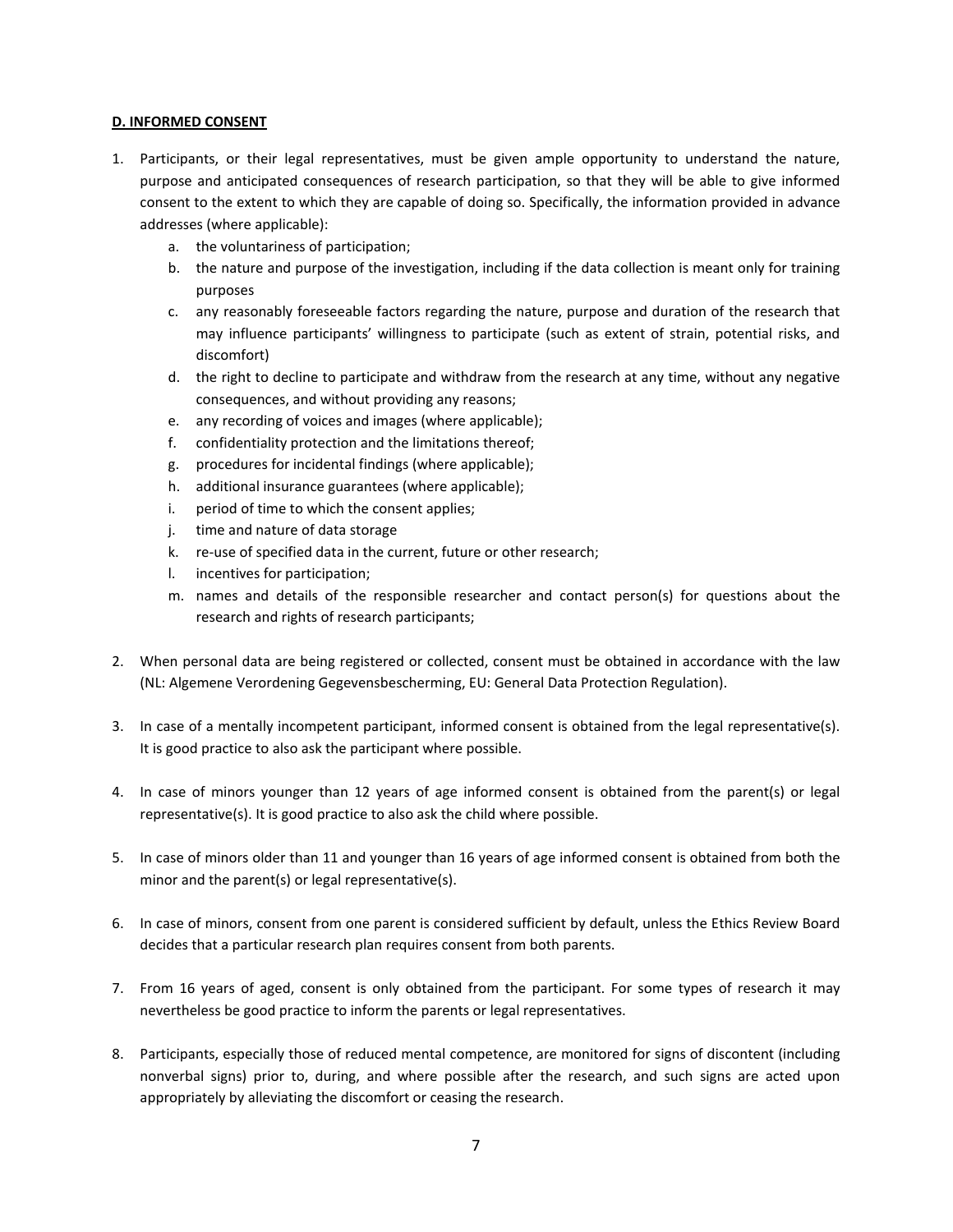**D. INFORMED CONSENT**

1. Participants, or their legal representatives, must be given ample opportunity to understand the nature, purpose and anticipated consequences of research participation, so that they will be able to give informed consent to the extent to which they are capable of doing so. Specifically, the information provided in advance addresses (where applicable):
    a. the voluntariness of participation;
    b. the nature and purpose of the investigation, including if the data collection is meant only for training purposes
    c. any reasonably foreseeable factors regarding the nature, purpose and duration of the research that may influence participants' willingness to participate (such as extent of strain, potential risks, and discomfort)
    d. the right to decline to participate and withdraw from the research at any time, without any negative consequences, and without providing any reasons;
    e. any recording of voices and images (where applicable);
    f. confidentiality protection and the limitations thereof;
    g. procedures for incidental findings (where applicable);
    h. additional insurance guarantees (where applicable);
    i. period of time to which the consent applies;
    j. time and nature of data storage
    k. re-use of specified data in the current, future or other research;
    l. incentives for participation;
    m. names and details of the responsible researcher and contact person(s) for questions about the research and rights of research participants;

2. When personal data are being registered or collected, consent must be obtained in accordance with the law (NL: Algemene Verordening Gegevensbescherming, EU: General Data Protection Regulation).

3. In case of a mentally incompetent participant, informed consent is obtained from the legal representative(s). It is good practice to also ask the participant where possible.

4. In case of minors younger than 12 years of age informed consent is obtained from the parent(s) or legal representative(s). It is good practice to also ask the child where possible.

5. In case of minors older than 11 and younger than 16 years of age informed consent is obtained from both the minor and the parent(s) or legal representative(s).

6. In case of minors, consent from one parent is considered sufficient by default, unless the Ethics Review Board decides that a particular research plan requires consent from both parents.

7. From 16 years of aged, consent is only obtained from the participant. For some types of research it may nevertheless be good practice to inform the parents or legal representatives.

8. Participants, especially those of reduced mental competence, are monitored for signs of discontent (including nonverbal signs) prior to, during, and where possible after the research, and such signs are acted upon appropriately by alleviating the discomfort or ceasing the research.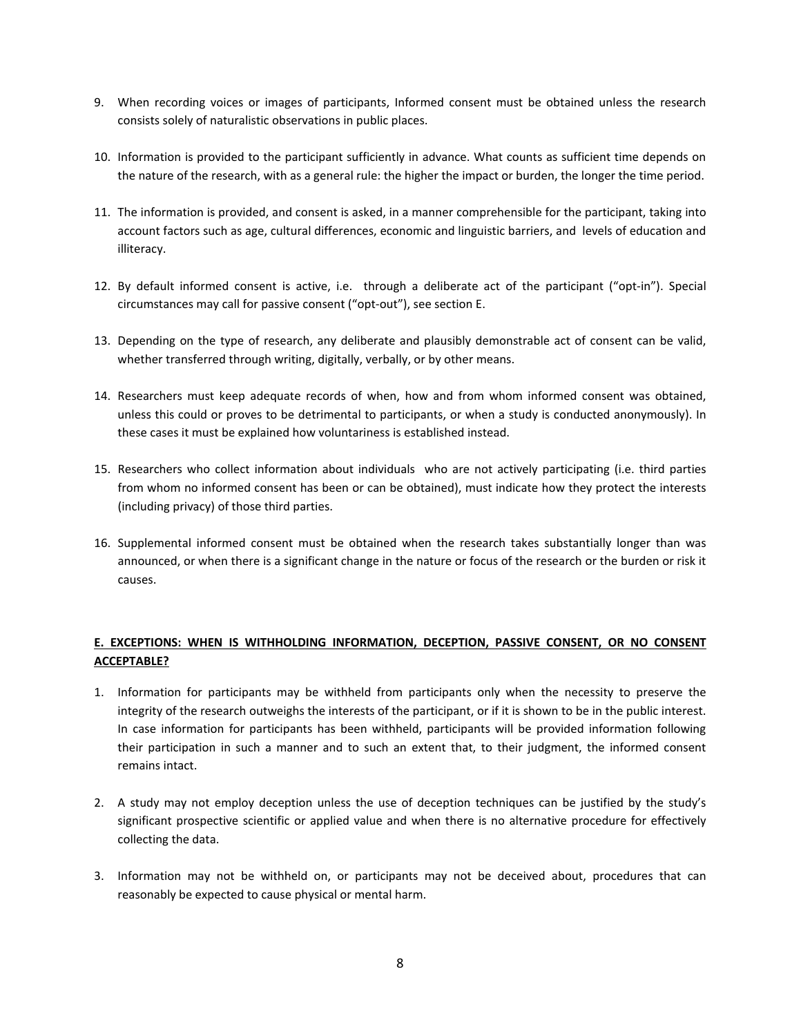9. When recording voices or images of participants, Informed consent must be obtained unless the research consists solely of naturalistic observations in public places.

10. Information is provided to the participant sufficiently in advance. What counts as sufficient time depends on the nature of the research, with as a general rule: the higher the impact or burden, the longer the time period.

11. The information is provided, and consent is asked, in a manner comprehensible for the participant, taking into account factors such as age, cultural differences, economic and linguistic barriers, and levels of education and illiteracy.

12. By default informed consent is active, i.e. through a deliberate act of the participant ("opt-in"). Special circumstances may call for passive consent ("opt-out"), see section E.

13. Depending on the type of research, any deliberate and plausibly demonstrable act of consent can be valid, whether transferred through writing, digitally, verbally, or by other means.

14. Researchers must keep adequate records of when, how and from whom informed consent was obtained, unless this could or proves to be detrimental to participants, or when a study is conducted anonymously). In these cases it must be explained how voluntariness is established instead.

15. Researchers who collect information about individuals who are not actively participating (i.e. third parties from whom no informed consent has been or can be obtained), must indicate how they protect the interests (including privacy) of those third parties.

16. Supplemental informed consent must be obtained when the research takes substantially longer than was announced, or when there is a significant change in the nature or focus of the research or the burden or risk it causes.

## **E. EXCEPTIONS: WHEN IS WITHHOLDING INFORMATION, DECEPTION, PASSIVE CONSENT, OR NO CONSENT ACCEPTABLE?**

1. Information for participants may be withheld from participants only when the necessity to preserve the integrity of the research outweighs the interests of the participant, or if it is shown to be in the public interest. In case information for participants has been withheld, participants will be provided information following their participation in such a manner and to such an extent that, to their judgment, the informed consent remains intact.

2. A study may not employ deception unless the use of deception techniques can be justified by the study's significant prospective scientific or applied value and when there is no alternative procedure for effectively collecting the data.

3. Information may not be withheld on, or participants may not be deceived about, procedures that can reasonably be expected to cause physical or mental harm.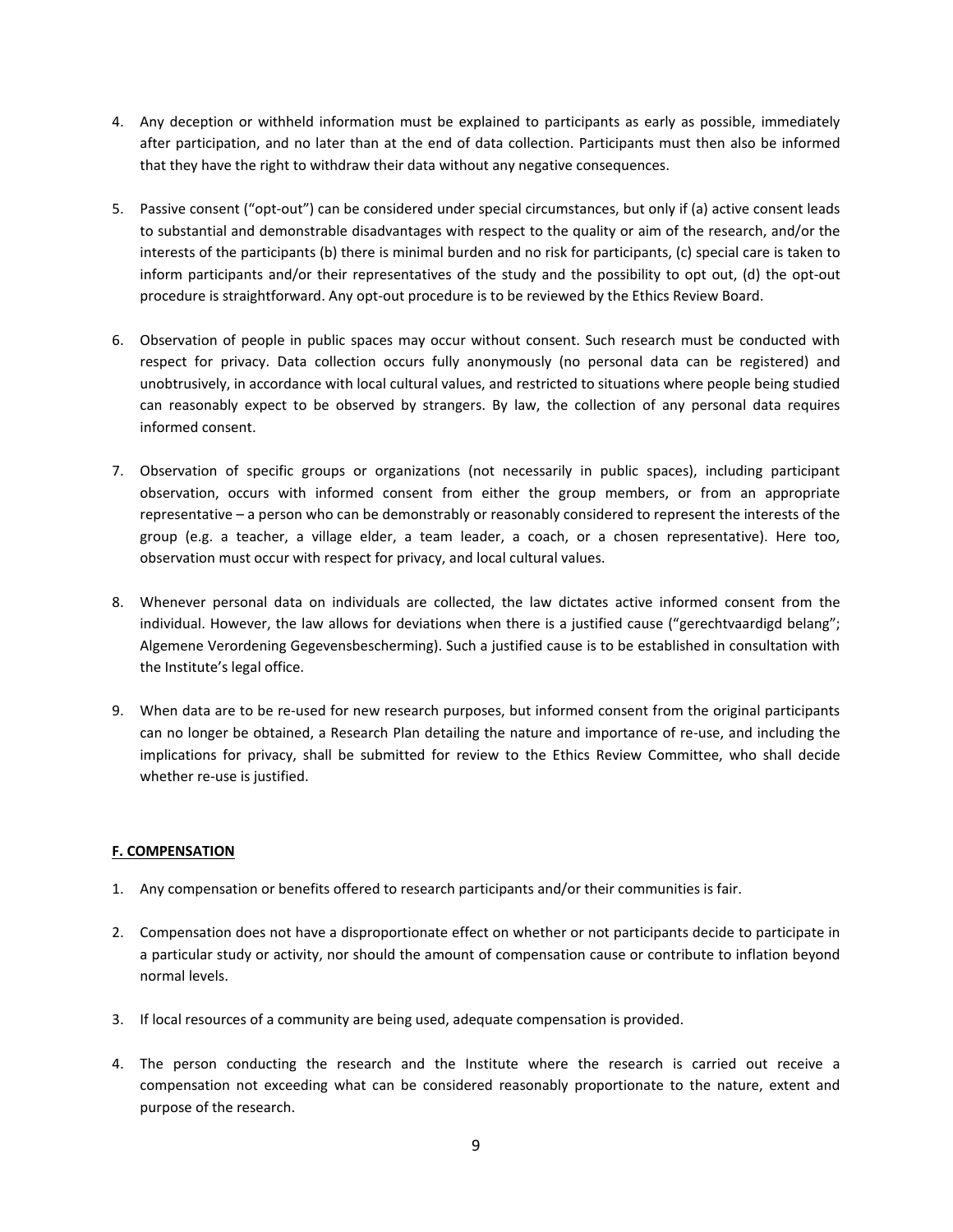4. Any deception or withheld information must be explained to participants as early as possible, immediately after participation, and no later than at the end of data collection. Participants must then also be informed that they have the right to withdraw their data without any negative consequences.

5. Passive consent ("opt-out") can be considered under special circumstances, but only if (a) active consent leads to substantial and demonstrable disadvantages with respect to the quality or aim of the research, and/or the interests of the participants (b) there is minimal burden and no risk for participants, (c) special care is taken to inform participants and/or their representatives of the study and the possibility to opt out, (d) the opt-out procedure is straightforward. Any opt-out procedure is to be reviewed by the Ethics Review Board.

6. Observation of people in public spaces may occur without consent. Such research must be conducted with respect for privacy. Data collection occurs fully anonymously (no personal data can be registered) and unobtrusively, in accordance with local cultural values, and restricted to situations where people being studied can reasonably expect to be observed by strangers. By law, the collection of any personal data requires informed consent.

7. Observation of specific groups or organizations (not necessarily in public spaces), including participant observation, occurs with informed consent from either the group members, or from an appropriate representative – a person who can be demonstrably or reasonably considered to represent the interests of the group (e.g. a teacher, a village elder, a team leader, a coach, or a chosen representative). Here too, observation must occur with respect for privacy, and local cultural values.

8. Whenever personal data on individuals are collected, the law dictates active informed consent from the individual. However, the law allows for deviations when there is a justified cause ("gerechtvaardigd belang"; Algemene Verordening Gegevensbescherming). Such a justified cause is to be established in consultation with the Institute's legal office.

9. When data are to be re-used for new research purposes, but informed consent from the original participants can no longer be obtained, a Research Plan detailing the nature and importance of re-use, and including the implications for privacy, shall be submitted for review to the Ethics Review Committee, who shall decide whether re-use is justified.

## F. COMPENSATION

1. Any compensation or benefits offered to research participants and/or their communities is fair.

2. Compensation does not have a disproportionate effect on whether or not participants decide to participate in a particular study or activity, nor should the amount of compensation cause or contribute to inflation beyond normal levels.

3. If local resources of a community are being used, adequate compensation is provided.

4. The person conducting the research and the Institute where the research is carried out receive a compensation not exceeding what can be considered reasonably proportionate to the nature, extent and purpose of the research.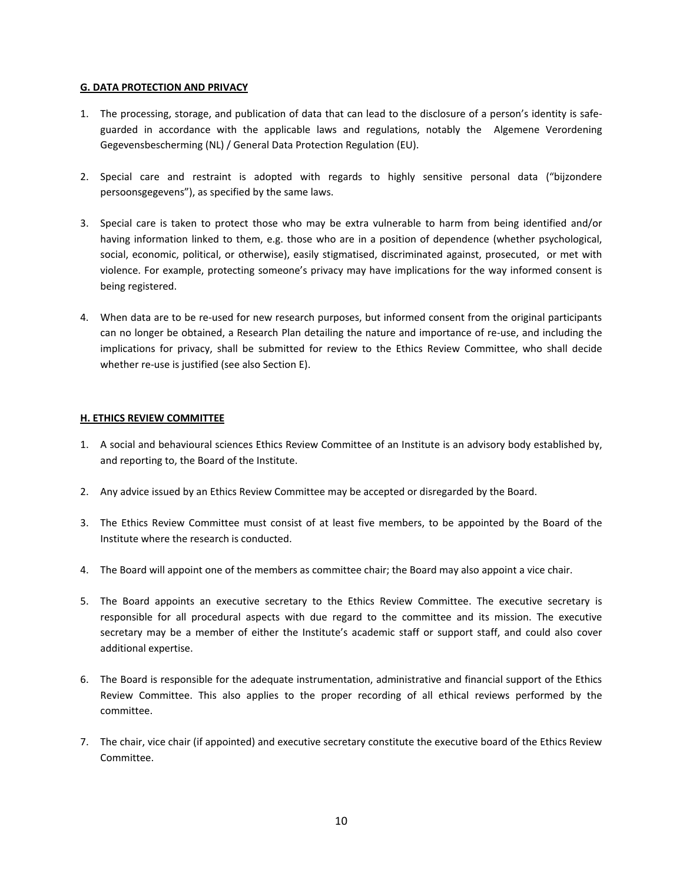**G. DATA PROTECTION AND PRIVACY**

1. The processing, storage, and publication of data that can lead to the disclosure of a person's identity is safe-guarded in accordance with the applicable laws and regulations, notably the Algemene Verordening Gegevensbescherming (NL) / General Data Protection Regulation (EU).

2. Special care and restraint is adopted with regards to highly sensitive personal data ("bijzondere persoonsgegevens"), as specified by the same laws.

3. Special care is taken to protect those who may be extra vulnerable to harm from being identified and/or having information linked to them, e.g. those who are in a position of dependence (whether psychological, social, economic, political, or otherwise), easily stigmatised, discriminated against, prosecuted, or met with violence. For example, protecting someone's privacy may have implications for the way informed consent is being registered.

4. When data are to be re-used for new research purposes, but informed consent from the original participants can no longer be obtained, a Research Plan detailing the nature and importance of re-use, and including the implications for privacy, shall be submitted for review to the Ethics Review Committee, who shall decide whether re-use is justified (see also Section E).

**H. ETHICS REVIEW COMMITTEE**

1. A social and behavioural sciences Ethics Review Committee of an Institute is an advisory body established by, and reporting to, the Board of the Institute.

2. Any advice issued by an Ethics Review Committee may be accepted or disregarded by the Board.

3. The Ethics Review Committee must consist of at least five members, to be appointed by the Board of the Institute where the research is conducted.

4. The Board will appoint one of the members as committee chair; the Board may also appoint a vice chair.

5. The Board appoints an executive secretary to the Ethics Review Committee. The executive secretary is responsible for all procedural aspects with due regard to the committee and its mission. The executive secretary may be a member of either the Institute's academic staff or support staff, and could also cover additional expertise.

6. The Board is responsible for the adequate instrumentation, administrative and financial support of the Ethics Review Committee. This also applies to the proper recording of all ethical reviews performed by the committee.

7. The chair, vice chair (if appointed) and executive secretary constitute the executive board of the Ethics Review Committee.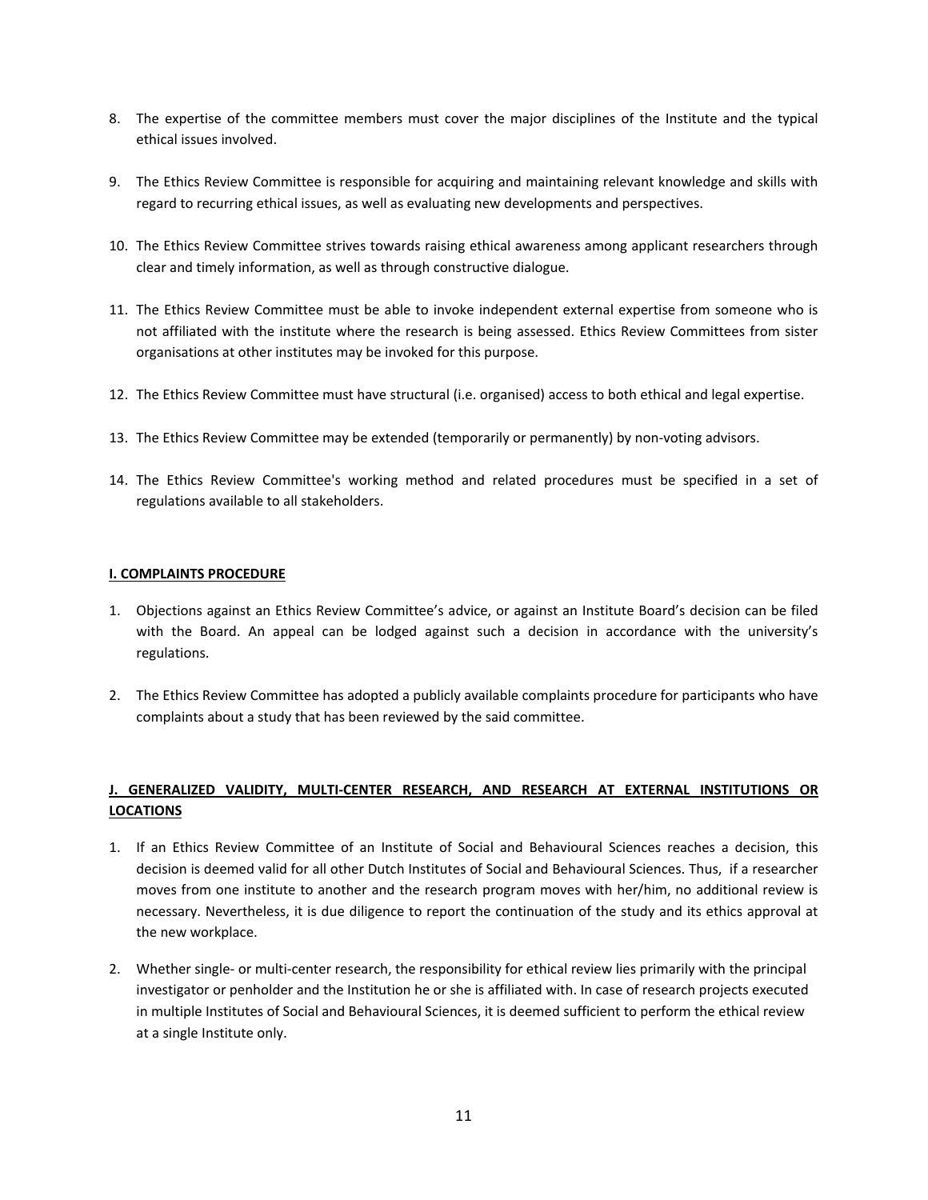8. The expertise of the committee members must cover the major disciplines of the Institute and the typical ethical issues involved.

9. The Ethics Review Committee is responsible for acquiring and maintaining relevant knowledge and skills with regard to recurring ethical issues, as well as evaluating new developments and perspectives.

10. The Ethics Review Committee strives towards raising ethical awareness among applicant researchers through clear and timely information, as well as through constructive dialogue.

11. The Ethics Review Committee must be able to invoke independent external expertise from someone who is not affiliated with the institute where the research is being assessed. Ethics Review Committees from sister organisations at other institutes may be invoked for this purpose.

12. The Ethics Review Committee must have structural (i.e. organised) access to both ethical and legal expertise.

13. The Ethics Review Committee may be extended (temporarily or permanently) by non-voting advisors.

14. The Ethics Review Committee's working method and related procedures must be specified in a set of regulations available to all stakeholders.

## I. COMPLAINTS PROCEDURE

1. Objections against an Ethics Review Committee's advice, or against an Institute Board's decision can be filed with the Board. An appeal can be lodged against such a decision in accordance with the university's regulations.

2. The Ethics Review Committee has adopted a publicly available complaints procedure for participants who have complaints about a study that has been reviewed by the said committee.

## J. GENERALIZED VALIDITY, MULTI-CENTER RESEARCH, AND RESEARCH AT EXTERNAL INSTITUTIONS OR LOCATIONS

1. If an Ethics Review Committee of an Institute of Social and Behavioural Sciences reaches a decision, this decision is deemed valid for all other Dutch Institutes of Social and Behavioural Sciences. Thus, if a researcher moves from one institute to another and the research program moves with her/him, no additional review is necessary. Nevertheless, it is due diligence to report the continuation of the study and its ethics approval at the new workplace.

2. Whether single- or multi-center research, the responsibility for ethical review lies primarily with the principal investigator or penholder and the Institution he or she is affiliated with. In case of research projects executed in multiple Institutes of Social and Behavioural Sciences, it is deemed sufficient to perform the ethical review at a single Institute only.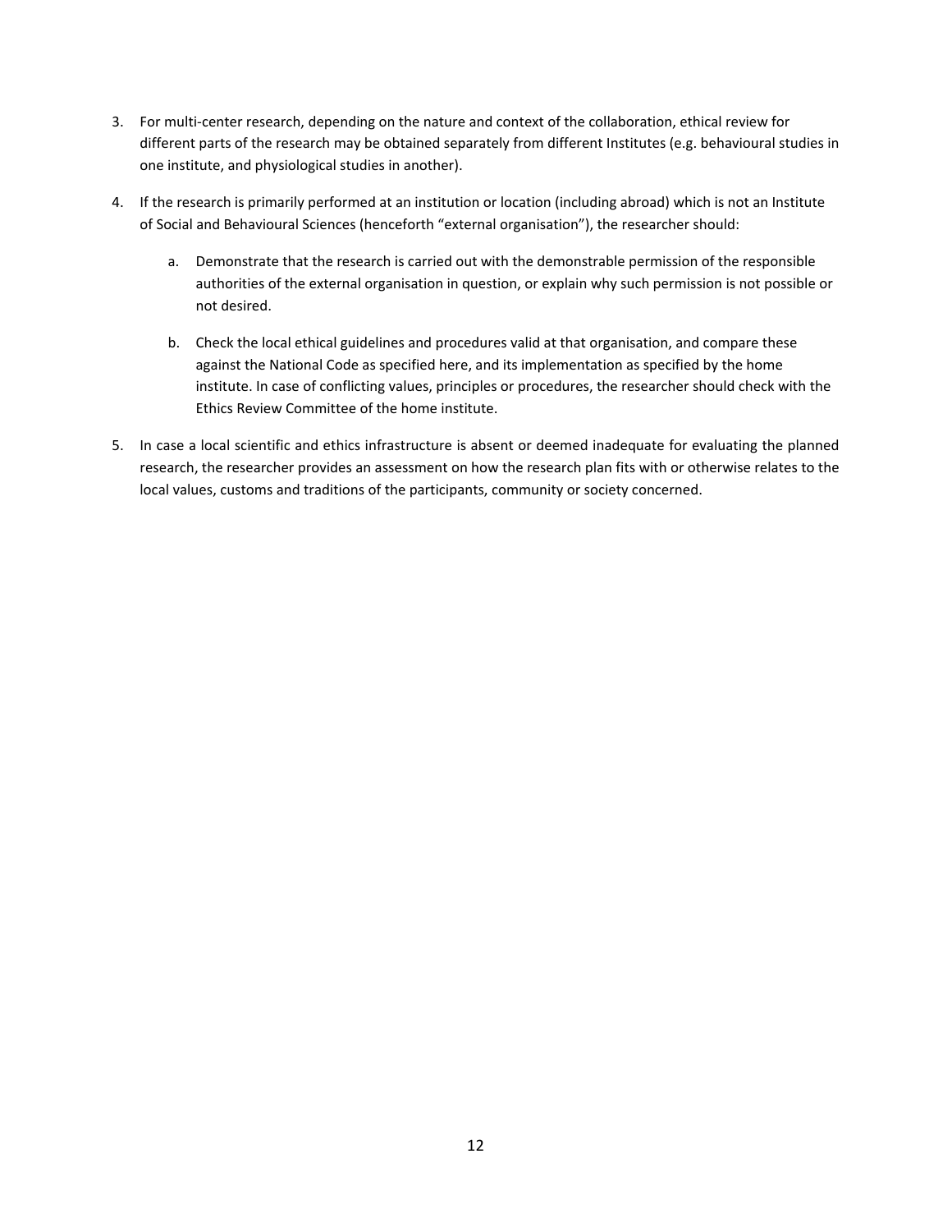3. For multi-center research, depending on the nature and context of the collaboration, ethical review for different parts of the research may be obtained separately from different Institutes (e.g. behavioural studies in one institute, and physiological studies in another).

4. If the research is primarily performed at an institution or location (including abroad) which is not an Institute of Social and Behavioural Sciences (henceforth "external organisation"), the researcher should:

   a. Demonstrate that the research is carried out with the demonstrable permission of the responsible authorities of the external organisation in question, or explain why such permission is not possible or not desired.

   b. Check the local ethical guidelines and procedures valid at that organisation, and compare these against the National Code as specified here, and its implementation as specified by the home institute. In case of conflicting values, principles or procedures, the researcher should check with the Ethics Review Committee of the home institute.

5. In case a local scientific and ethics infrastructure is absent or deemed inadequate for evaluating the planned research, the researcher provides an assessment on how the research plan fits with or otherwise relates to the local values, customs and traditions of the participants, community or society concerned.